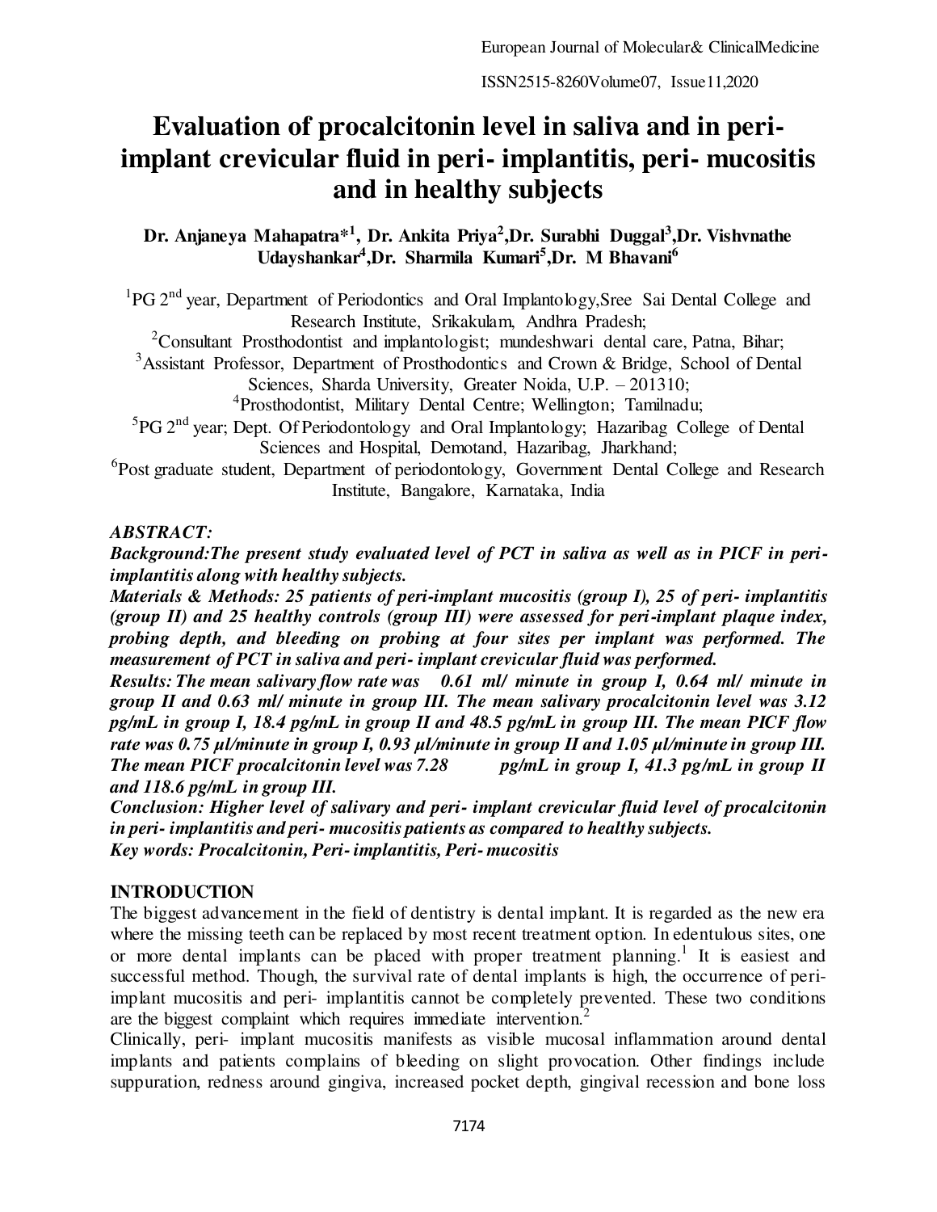# Evaluation of procalcitonin level in saliva and in peri-implant crevicular fluid in peri- implantitis, peri- mucositis and in healthy subjects

**Dr. Anjaneya Mahapatra*[1], Dr. Ankita Priya[2], Dr. Surabhi Duggal[3], Dr. Vishvnathe Udayshankar[4], Dr. Sharmila Kumari[5], Dr. M Bhavani[6]**

[1]PG 2nd year, Department of Periodontics and Oral Implantology, Sree Sai Dental College and Research Institute, Srikakulam, Andhra Pradesh;

[2]Consultant Prosthodontist and implantologist; mundeshwari dental care, Patna, Bihar;

[3]Assistant Professor, Department of Prosthodontics and Crown & Bridge, School of Dental Sciences, Sharda University, Greater Noida, U.P. – 201310;

[4]Prosthodontist, Military Dental Centre; Wellington; Tamilnadu;

[5]PG 2nd year; Dept. Of Periodontology and Oral Implantology; Hazaribag College of Dental Sciences and Hospital, Demotand, Hazaribag, Jharkhand;

[6]Post graduate student, Department of periodontology, Government Dental College and Research Institute, Bangalore, Karnataka, India

***ABSTRACT:***

***Background:The present study evaluated level of PCT in saliva as well as in PICF in peri-implantitis along with healthy subjects.***

***Materials & Methods: 25 patients of peri-implant mucositis (group I), 25 of peri- implantitis (group II) and 25 healthy controls (group III) were assessed for peri-implant plaque index, probing depth, and bleeding on probing at four sites per implant was performed. The measurement of PCT in saliva and peri- implant crevicular fluid was performed.***

***Results: The mean salivary flow rate was 0.61 ml/ minute in group I, 0.64 ml/ minute in group II and 0.63 ml/ minute in group III. The mean salivary procalcitonin level was 3.12 pg/mL in group I, 18.4 pg/mL in group II and 48.5 pg/mL in group III. The mean PICF flow rate was 0.75 µl/minute in group I, 0.93 µl/minute in group II and 1.05 µl/minute in group III. The mean PICF procalcitonin level was 7.28 pg/mL in group I, 41.3 pg/mL in group II and 118.6 pg/mL in group III.***

***Conclusion: Higher level of salivary and peri- implant crevicular fluid level of procalcitonin in peri- implantitis and peri- mucositis patients as compared to healthy subjects.***

***Key words: Procalcitonin, Peri- implantitis, Peri- mucositis***

## INTRODUCTION

The biggest advancement in the field of dentistry is dental implant. It is regarded as the new era where the missing teeth can be replaced by most recent treatment option. In edentulous sites, one or more dental implants can be placed with proper treatment planning.[1] It is easiest and successful method. Though, the survival rate of dental implants is high, the occurrence of peri-implant mucositis and peri- implantitis cannot be completely prevented. These two conditions are the biggest complaint which requires immediate intervention.[2]

Clinically, peri- implant mucositis manifests as visible mucosal inflammation around dental implants and patients complains of bleeding on slight provocation. Other findings include suppuration, redness around gingiva, increased pocket depth, gingival recession and bone loss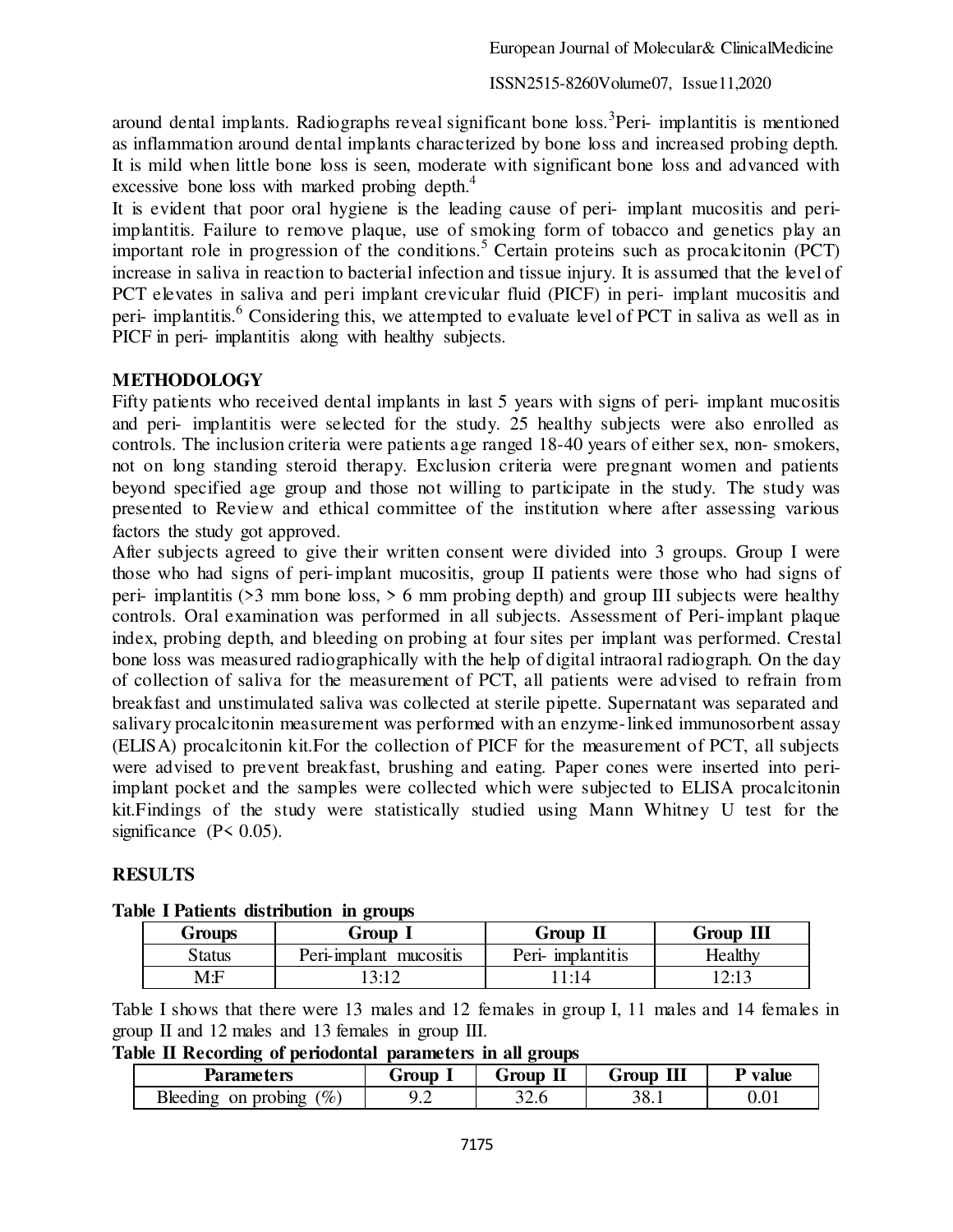around dental implants. Radiographs reveal significant bone loss.[3] Peri- implantitis is mentioned as inflammation around dental implants characterized by bone loss and increased probing depth. It is mild when little bone loss is seen, moderate with significant bone loss and advanced with excessive bone loss with marked probing depth.[4]

It is evident that poor oral hygiene is the leading cause of peri- implant mucositis and peri-implantitis. Failure to remove plaque, use of smoking form of tobacco and genetics play an important role in progression of the conditions.[5] Certain proteins such as procalcitonin (PCT) increase in saliva in reaction to bacterial infection and tissue injury. It is assumed that the level of PCT elevates in saliva and peri implant crevicular fluid (PICF) in peri- implant mucositis and peri- implantitis.[6] Considering this, we attempted to evaluate level of PCT in saliva as well as in PICF in peri- implantitis along with healthy subjects.

## METHODOLOGY

Fifty patients who received dental implants in last 5 years with signs of peri- implant mucositis and peri- implantitis were selected for the study. 25 healthy subjects were also enrolled as controls. The inclusion criteria were patients age ranged 18-40 years of either sex, non- smokers, not on long standing steroid therapy. Exclusion criteria were pregnant women and patients beyond specified age group and those not willing to participate in the study. The study was presented to Review and ethical committee of the institution where after assessing various factors the study got approved.

After subjects agreed to give their written consent were divided into 3 groups. Group I were those who had signs of peri-implant mucositis, group II patients were those who had signs of peri- implantitis (>3 mm bone loss, > 6 mm probing depth) and group III subjects were healthy controls. Oral examination was performed in all subjects. Assessment of Peri-implant plaque index, probing depth, and bleeding on probing at four sites per implant was performed. Crestal bone loss was measured radiographically with the help of digital intraoral radiograph. On the day of collection of saliva for the measurement of PCT, all patients were advised to refrain from breakfast and unstimulated saliva was collected at sterile pipette. Supernatant was separated and salivary procalcitonin measurement was performed with an enzyme-linked immunosorbent assay (ELISA) procalcitonin kit.For the collection of PICF for the measurement of PCT, all subjects were advised to prevent breakfast, brushing and eating. Paper cones were inserted into peri-implant pocket and the samples were collected which were subjected to ELISA procalcitonin kit.Findings of the study were statistically studied using Mann Whitney U test for the significance ($P < 0.05$).

## RESULTS

**Table I Patients distribution in groups**

| Groups | Group I | Group II | Group III |
|---|---|---|---|
| Status | Peri-implant mucositis | Peri- implantitis | Healthy |
| M:F | 13:12 | 11:14 | 12:13 |

Table I shows that there were 13 males and 12 females in group I, 11 males and 14 females in group II and 12 males and 13 females in group III.

**Table II Recording of periodontal parameters in all groups**

| Parameters | Group I | Group II | Group III | P value |
|---|---|---|---|---|
| Bleeding on probing (%) | 9.2 | 32.6 | 38.1 | 0.01 |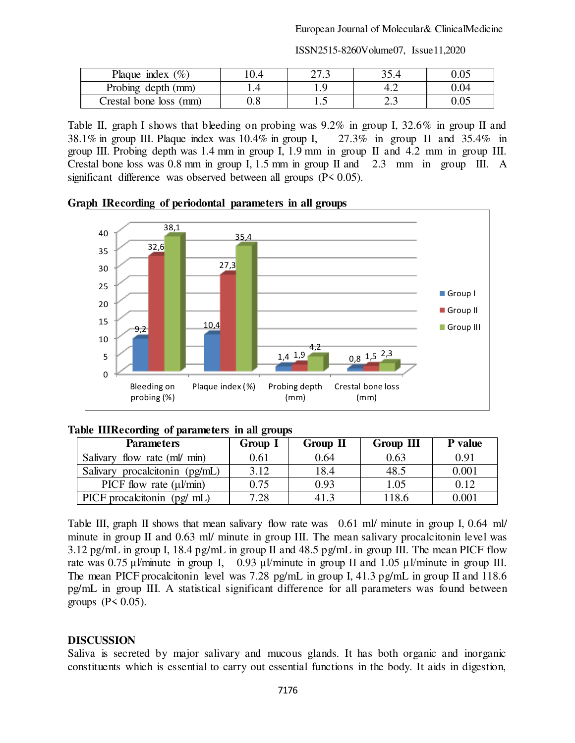| Plaque index (%) | 10.4 | 27.3 | 35.4 | 0.05 |
|---|---|---|---|---|
| Probing depth (mm) | 1.4 | 1.9 | 4.2 | 0.04 |
| Crestal bone loss (mm) | 0.8 | 1.5 | 2.3 | 0.05 |

Table II, graph I shows that bleeding on probing was 9.2% in group I, 32.6% in group II and 38.1% in group III. Plaque index was 10.4% in group I, 27.3% in group II and 35.4% in group III. Probing depth was 1.4 mm in group I, 1.9 mm in group II and 4.2 mm in group III. Crestal bone loss was 0.8 mm in group I, 1.5 mm in group II and 2.3 mm in group III. A significant difference was observed between all groups (P< 0.05).

**Graph IRecording of periodontal parameters in all groups**

| | Bleeding on probing (%) | Plaque index (%) | Probing depth (mm) | Crestal bone loss (mm) |
|---|---|---|---|---|
| Group I | 9,2 | 10,4 | 1,4 | 0,8 |
| Group II | 32,6 | 27,3 | 1,9 | 1,5 |
| Group III | 38,1 | 35,4 | 4,2 | 2,3 |

**Table IIIRecording of parameters in all groups**

| Parameters | Group I | Group II | Group III | P value |
|---|---|---|---|---|
| Salivary flow rate (ml/ min) | 0.61 | 0.64 | 0.63 | 0.91 |
| Salivary procalcitonin (pg/mL) | 3.12 | 18.4 | 48.5 | 0.001 |
| PICF flow rate (µl/min) | 0.75 | 0.93 | 1.05 | 0.12 |
| PICF procalcitonin (pg/ mL) | 7.28 | 41.3 | 118.6 | 0.001 |

Table III, graph II shows that mean salivary flow rate was 0.61 ml/ minute in group I, 0.64 ml/ minute in group II and 0.63 ml/ minute in group III. The mean salivary procalcitonin level was 3.12 pg/mL in group I, 18.4 pg/mL in group II and 48.5 pg/mL in group III. The mean PICF flow rate was 0.75 µl/minute in group I, 0.93 µl/minute in group II and 1.05 µl/minute in group III. The mean PICF procalcitonin level was 7.28 pg/mL in group I, 41.3 pg/mL in group II and 118.6 pg/mL in group III. A statistical significant difference for all parameters was found between groups (P< 0.05).

## DISCUSSION

Saliva is secreted by major salivary and mucous glands. It has both organic and inorganic constituents which is essential to carry out essential functions in the body. It aids in digestion,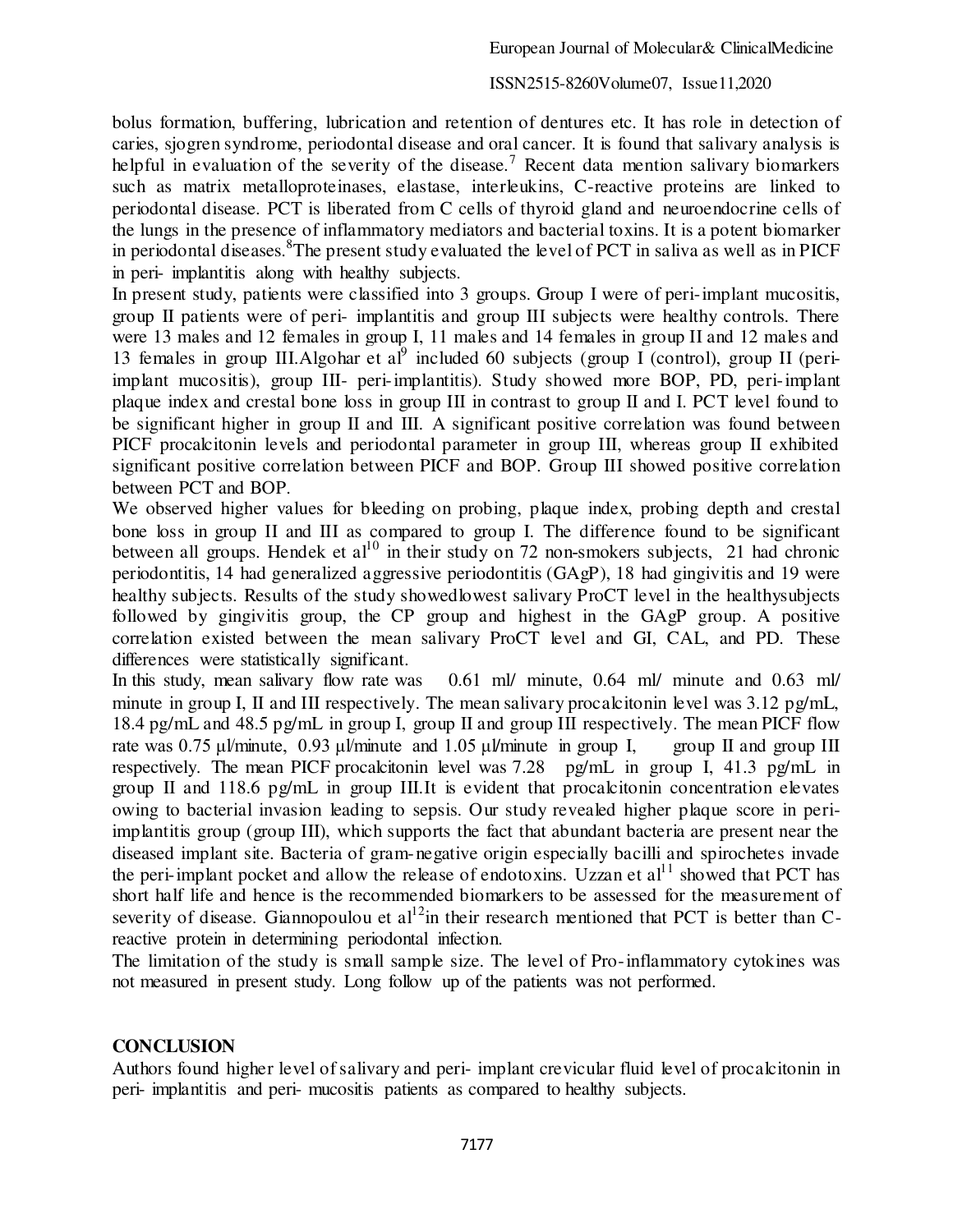bolus formation, buffering, lubrication and retention of dentures etc. It has role in detection of caries, sjogren syndrome, periodontal disease and oral cancer. It is found that salivary analysis is helpful in evaluation of the severity of the disease.[7] Recent data mention salivary biomarkers such as matrix metalloproteinases, elastase, interleukins, C-reactive proteins are linked to periodontal disease. PCT is liberated from C cells of thyroid gland and neuroendocrine cells of the lungs in the presence of inflammatory mediators and bacterial toxins. It is a potent biomarker in periodontal diseases.[8]The present study evaluated the level of PCT in saliva as well as in PICF in peri- implantitis along with healthy subjects.

In present study, patients were classified into 3 groups. Group I were of peri-implant mucositis, group II patients were of peri- implantitis and group III subjects were healthy controls. There were 13 males and 12 females in group I, 11 males and 14 females in group II and 12 males and 13 females in group III.Algohar et al[9] included 60 subjects (group I (control), group II (peri-implant mucositis), group III- peri-implantitis). Study showed more BOP, PD, peri-implant plaque index and crestal bone loss in group III in contrast to group II and I. PCT level found to be significant higher in group II and III. A significant positive correlation was found between PICF procalcitonin levels and periodontal parameter in group III, whereas group II exhibited significant positive correlation between PICF and BOP. Group III showed positive correlation between PCT and BOP.

We observed higher values for bleeding on probing, plaque index, probing depth and crestal bone loss in group II and III as compared to group I. The difference found to be significant between all groups. Hendek et al[10] in their study on 72 non-smokers subjects, 21 had chronic periodontitis, 14 had generalized aggressive periodontitis (GAgP), 18 had gingivitis and 19 were healthy subjects. Results of the study showedlowest salivary ProCT level in the healthysubjects followed by gingivitis group, the CP group and highest in the GAgP group. A positive correlation existed between the mean salivary ProCT level and GI, CAL, and PD. These differences were statistically significant.

In this study, mean salivary flow rate was 0.61 ml/ minute, 0.64 ml/ minute and 0.63 ml/ minute in group I, II and III respectively. The mean salivary procalcitonin level was 3.12 pg/mL, 18.4 pg/mL and 48.5 pg/mL in group I, group II and group III respectively. The mean PICF flow rate was 0.75 µl/minute, 0.93 µl/minute and 1.05 µl/minute in group I, group II and group III respectively. The mean PICF procalcitonin level was 7.28 pg/mL in group I, 41.3 pg/mL in group II and 118.6 pg/mL in group III.It is evident that procalcitonin concentration elevates owing to bacterial invasion leading to sepsis. Our study revealed higher plaque score in peri-implantitis group (group III), which supports the fact that abundant bacteria are present near the diseased implant site. Bacteria of gram-negative origin especially bacilli and spirochetes invade the peri-implant pocket and allow the release of endotoxins. Uzzan et al[11] showed that PCT has short half life and hence is the recommended biomarkers to be assessed for the measurement of severity of disease. Giannopoulou et al[12]in their research mentioned that PCT is better than C-reactive protein in determining periodontal infection.

The limitation of the study is small sample size. The level of Pro-inflammatory cytokines was not measured in present study. Long follow up of the patients was not performed.

## CONCLUSION

Authors found higher level of salivary and peri- implant crevicular fluid level of procalcitonin in peri- implantitis and peri- mucositis patients as compared to healthy subjects.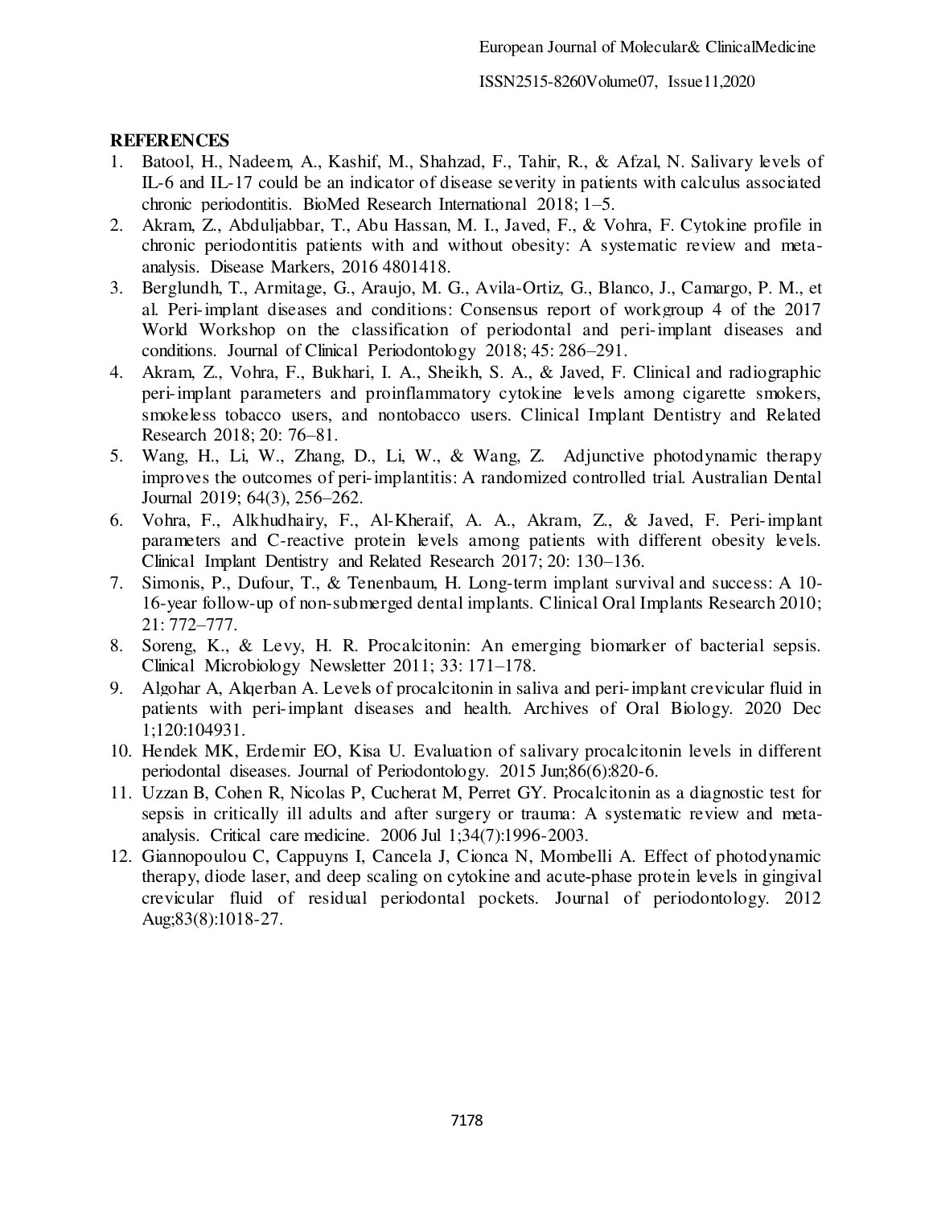**REFERENCES**

1. Batool, H., Nadeem, A., Kashif, M., Shahzad, F., Tahir, R., & Afzal, N. Salivary levels of IL-6 and IL-17 could be an indicator of disease severity in patients with calculus associated chronic periodontitis. BioMed Research International 2018; 1–5.
2. Akram, Z., Abduljabbar, T., Abu Hassan, M. I., Javed, F., & Vohra, F. Cytokine profile in chronic periodontitis patients with and without obesity: A systematic review and meta-analysis. Disease Markers, 2016 4801418.
3. Berglundh, T., Armitage, G., Araujo, M. G., Avila-Ortiz, G., Blanco, J., Camargo, P. M., et al. Peri-implant diseases and conditions: Consensus report of workgroup 4 of the 2017 World Workshop on the classification of periodontal and peri-implant diseases and conditions. Journal of Clinical Periodontology 2018; 45: 286–291.
4. Akram, Z., Vohra, F., Bukhari, I. A., Sheikh, S. A., & Javed, F. Clinical and radiographic peri-implant parameters and proinflammatory cytokine levels among cigarette smokers, smokeless tobacco users, and nontobacco users. Clinical Implant Dentistry and Related Research 2018; 20: 76–81.
5. Wang, H., Li, W., Zhang, D., Li, W., & Wang, Z. Adjunctive photodynamic therapy improves the outcomes of peri-implantitis: A randomized controlled trial. Australian Dental Journal 2019; 64(3), 256–262.
6. Vohra, F., Alkhudhairy, F., Al-Kheraif, A. A., Akram, Z., & Javed, F. Peri-implant parameters and C-reactive protein levels among patients with different obesity levels. Clinical Implant Dentistry and Related Research 2017; 20: 130–136.
7. Simonis, P., Dufour, T., & Tenenbaum, H. Long-term implant survival and success: A 10-16-year follow-up of non-submerged dental implants. Clinical Oral Implants Research 2010; 21: 772–777.
8. Soreng, K., & Levy, H. R. Procalcitonin: An emerging biomarker of bacterial sepsis. Clinical Microbiology Newsletter 2011; 33: 171–178.
9. Algohar A, Alqerban A. Levels of procalcitonin in saliva and peri-implant crevicular fluid in patients with peri-implant diseases and health. Archives of Oral Biology. 2020 Dec 1;120:104931.
10. Hendek MK, Erdemir EO, Kisa U. Evaluation of salivary procalcitonin levels in different periodontal diseases. Journal of Periodontology. 2015 Jun;86(6):820-6.
11. Uzzan B, Cohen R, Nicolas P, Cucherat M, Perret GY. Procalcitonin as a diagnostic test for sepsis in critically ill adults and after surgery or trauma: A systematic review and meta-analysis. Critical care medicine. 2006 Jul 1;34(7):1996-2003.
12. Giannopoulou C, Cappuyns I, Cancela J, Cionca N, Mombelli A. Effect of photodynamic therapy, diode laser, and deep scaling on cytokine and acute-phase protein levels in gingival crevicular fluid of residual periodontal pockets. Journal of periodontology. 2012 Aug;83(8):1018-27.